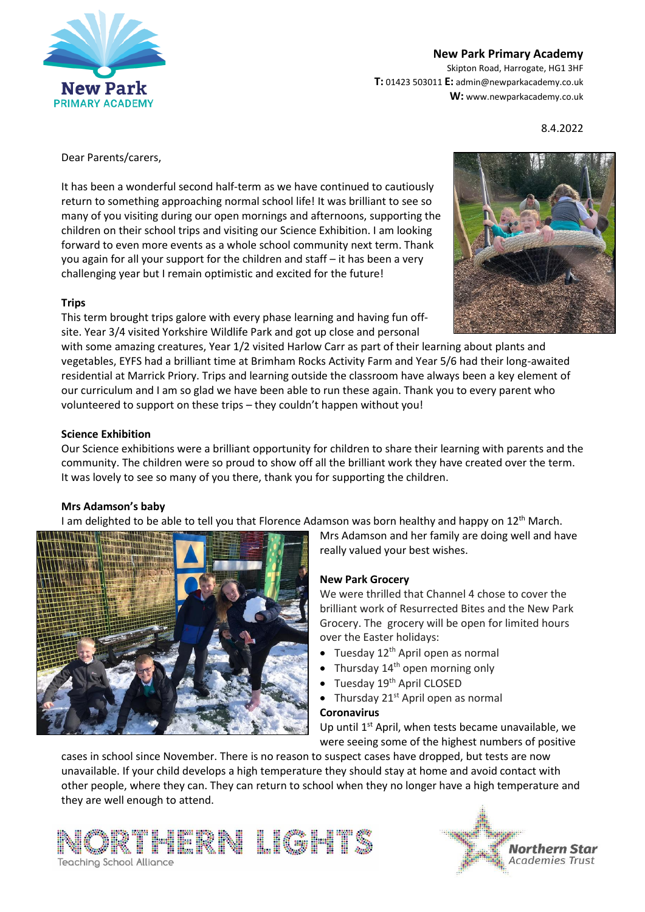**New Park Primary Academy**
Skipton Road, Harrogate, HG1 3HF
**T:** 01423 503011 **E:** admin@newparkacademy.co.uk
**W:** www.newparkacademy.co.uk

8.4.2022

Dear Parents/carers,

It has been a wonderful second half-term as we have continued to cautiously return to something approaching normal school life! It was brilliant to see so many of you visiting during our open mornings and afternoons, supporting the children on their school trips and visiting our Science Exhibition. I am looking forward to even more events as a whole school community next term. Thank you again for all your support for the children and staff – it has been a very challenging year but I remain optimistic and excited for the future!

**Trips**

This term brought trips galore with every phase learning and having fun off-site. Year 3/4 visited Yorkshire Wildlife Park and got up close and personal with some amazing creatures, Year 1/2 visited Harlow Carr as part of their learning about plants and vegetables, EYFS had a brilliant time at Brimham Rocks Activity Farm and Year 5/6 had their long-awaited residential at Marrick Priory. Trips and learning outside the classroom have always been a key element of our curriculum and I am so glad we have been able to run these again. Thank you to every parent who volunteered to support on these trips – they couldn't happen without you!

**Science Exhibition**

Our Science exhibitions were a brilliant opportunity for children to share their learning with parents and the community. The children were so proud to show off all the brilliant work they have created over the term. It was lovely to see so many of you there, thank you for supporting the children.

**Mrs Adamson's baby**

I am delighted to be able to tell you that Florence Adamson was born healthy and happy on 12th March. Mrs Adamson and her family are doing well and have really valued your best wishes.

**New Park Grocery**

We were thrilled that Channel 4 chose to cover the brilliant work of Resurrected Bites and the New Park Grocery. The grocery will be open for limited hours over the Easter holidays:

- Tuesday 12th April open as normal
- Thursday 14th open morning only
- Tuesday 19th April CLOSED
- Thursday 21st April open as normal

**Coronavirus**

Up until 1st April, when tests became unavailable, we were seeing some of the highest numbers of positive cases in school since November. There is no reason to suspect cases have dropped, but tests are now unavailable. If your child develops a high temperature they should stay at home and avoid contact with other people, where they can. They can return to school when they no longer have a high temperature and they are well enough to attend.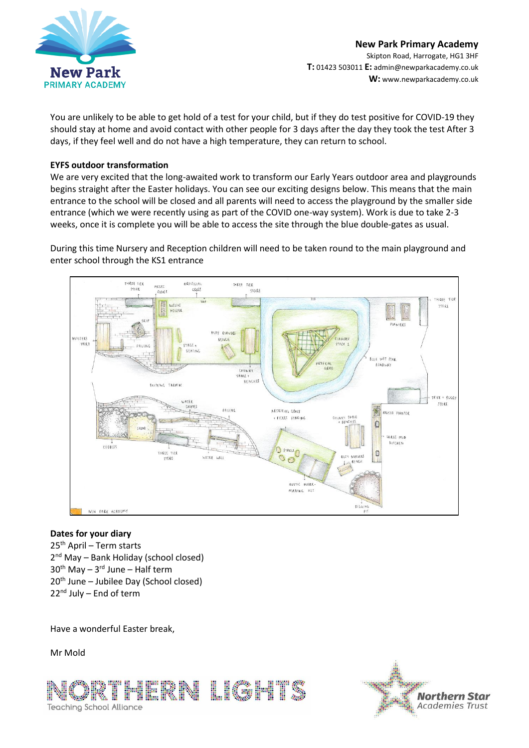You are unlikely to be able to get hold of a test for your child, but if they do test positive for COVID-19 they should stay at home and avoid contact with other people for 3 days after the day they took the test After 3 days, if they feel well and do not have a high temperature, they can return to school.

**EYFS outdoor transformation**

We are very excited that the long-awaited work to transform our Early Years outdoor area and playgrounds begins straight after the Easter holidays. You can see our exciting designs below. This means that the main entrance to the school will be closed and all parents will need to access the playground by the smaller side entrance (which we were recently using as part of the COVID one-way system). Work is due to take 2-3 weeks, once it is complete you will be able to access the site through the blue double-gates as usual.

During this time Nursery and Reception children will need to be taken round to the main playground and enter school through the KS1 entrance

**Dates for your diary**

25th April – Term starts
2nd May – Bank Holiday (school closed)
30th May – 3rd June – Half term
20th June – Jubilee Day (School closed)
22nd July – End of term

Have a wonderful Easter break,

Mr Mold